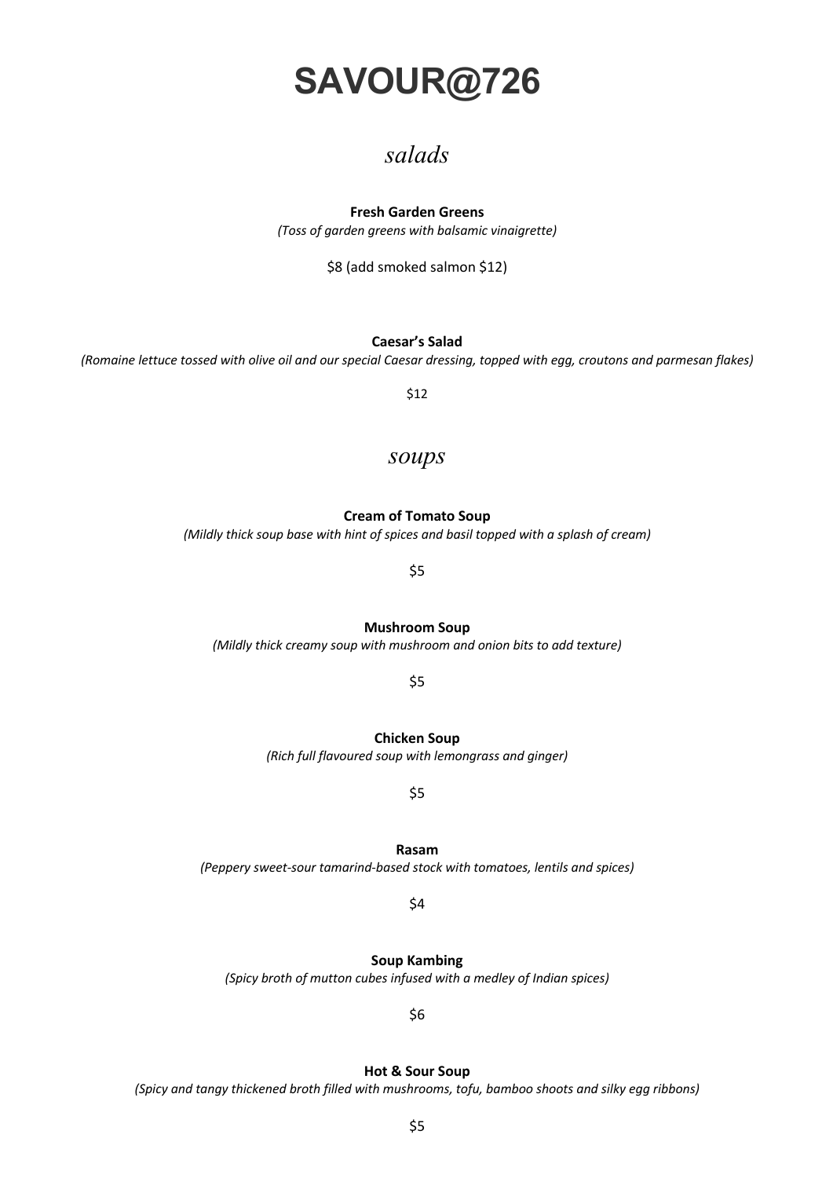# SAVOUR@726

## *salads*

**Fresh Garden Greens**

*(Toss of garden greens with balsamic vinaigrette)*

$8 (add smoked salmon $12)

**Caesar's Salad**

*(Romaine lettuce tossed with olive oil and our special Caesar dressing, topped with egg, croutons and parmesan flakes)*

$12

## *soups*

**Cream of Tomato Soup**

*(Mildly thick soup base with hint of spices and basil topped with a splash of cream)*

$5

**Mushroom Soup**

*(Mildly thick creamy soup with mushroom and onion bits to add texture)*

$5

**Chicken Soup**

*(Rich full flavoured soup with lemongrass and ginger)*

$5

**Rasam**

*(Peppery sweet-sour tamarind-based stock with tomatoes, lentils and spices)*

$4

**Soup Kambing**

*(Spicy broth of mutton cubes infused with a medley of Indian spices)*

$6

**Hot & Sour Soup**

*(Spicy and tangy thickened broth filled with mushrooms, tofu, bamboo shoots and silky egg ribbons)*

$5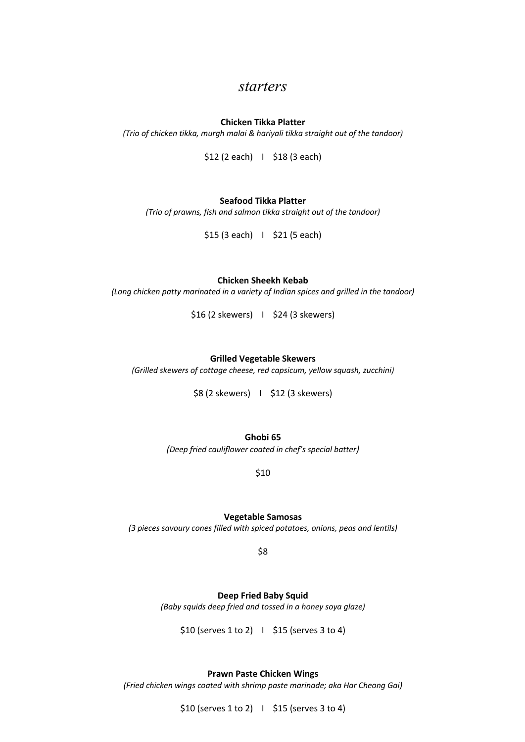# *starters*

**Chicken Tikka Platter**

*(Trio of chicken tikka, murgh malai & hariyali tikka straight out of the tandoor)*

$12 (2 each) I $18 (3 each)

**Seafood Tikka Platter**

*(Trio of prawns, fish and salmon tikka straight out of the tandoor)*

$15 (3 each) I $21 (5 each)

**Chicken Sheekh Kebab**

*(Long chicken patty marinated in a variety of Indian spices and grilled in the tandoor)*

$16 (2 skewers) I $24 (3 skewers)

**Grilled Vegetable Skewers**

*(Grilled skewers of cottage cheese, red capsicum, yellow squash, zucchini)*

$8 (2 skewers) I $12 (3 skewers)

**Ghobi 65**

*(Deep fried cauliflower coated in chef's special batter)*

$10

**Vegetable Samosas**

*(3 pieces savoury cones filled with spiced potatoes, onions, peas and lentils)*

$8

**Deep Fried Baby Squid**

*(Baby squids deep fried and tossed in a honey soya glaze)*

$10 (serves 1 to 2) I $15 (serves 3 to 4)

**Prawn Paste Chicken Wings**

*(Fried chicken wings coated with shrimp paste marinade; aka Har Cheong Gai)*

$10 (serves 1 to 2) I $15 (serves 3 to 4)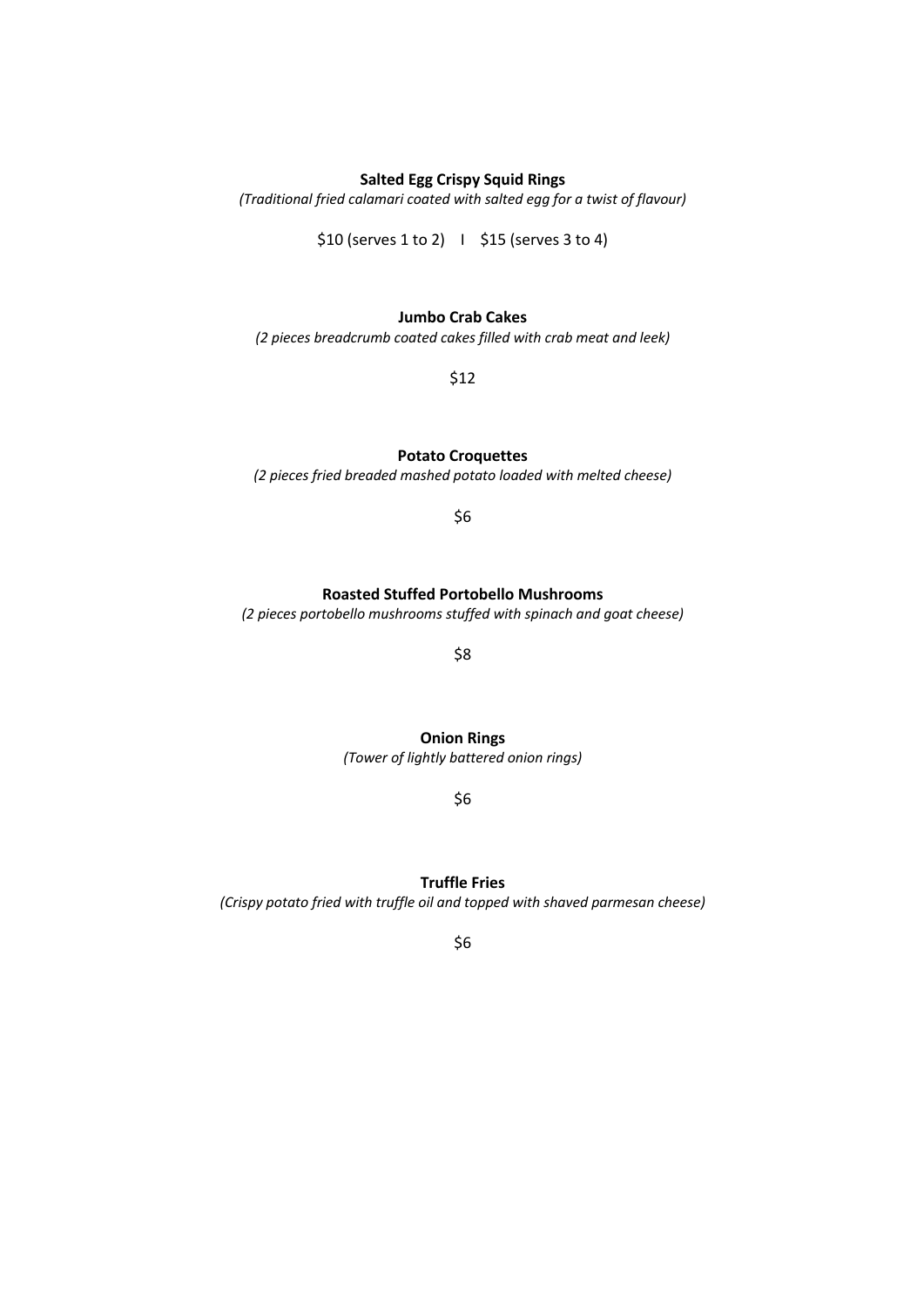**Salted Egg Crispy Squid Rings**

*(Traditional fried calamari coated with salted egg for a twist of flavour)*

$10 (serves 1 to 2) I $15 (serves 3 to 4)

**Jumbo Crab Cakes**

*(2 pieces breadcrumb coated cakes filled with crab meat and leek)*

$12

**Potato Croquettes**

*(2 pieces fried breaded mashed potato loaded with melted cheese)*

$6

**Roasted Stuffed Portobello Mushrooms**

*(2 pieces portobello mushrooms stuffed with spinach and goat cheese)*

$8

**Onion Rings**

*(Tower of lightly battered onion rings)*

$6

**Truffle Fries**

*(Crispy potato fried with truffle oil and topped with shaved parmesan cheese)*

$6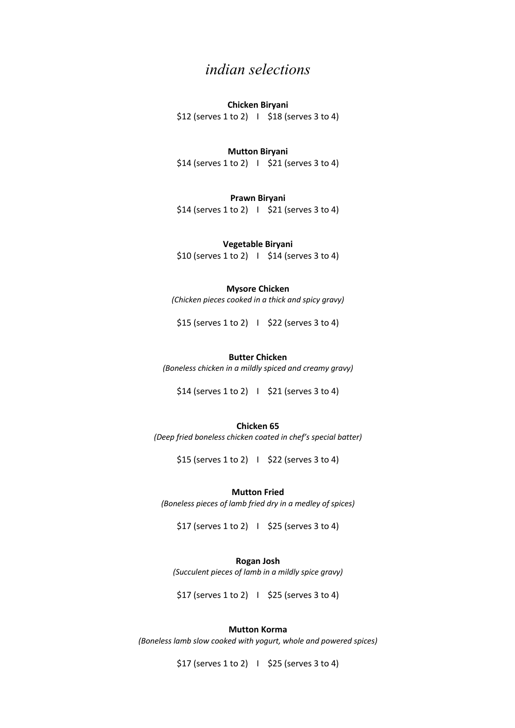# *indian selections*

**Chicken Biryani**

$12 (serves 1 to 2) I $18 (serves 3 to 4)

**Mutton Biryani**

$14 (serves 1 to 2) I $21 (serves 3 to 4)

**Prawn Biryani**

$14 (serves 1 to 2) I $21 (serves 3 to 4)

**Vegetable Biryani**

$10 (serves 1 to 2) I $14 (serves 3 to 4)

**Mysore Chicken**

*(Chicken pieces cooked in a thick and spicy gravy)*

$15 (serves 1 to 2) I $22 (serves 3 to 4)

**Butter Chicken**

*(Boneless chicken in a mildly spiced and creamy gravy)*

$14 (serves 1 to 2) I $21 (serves 3 to 4)

**Chicken 65**

*(Deep fried boneless chicken coated in chef's special batter)*

$15 (serves 1 to 2) I $22 (serves 3 to 4)

**Mutton Fried**

*(Boneless pieces of lamb fried dry in a medley of spices)*

$17 (serves 1 to 2) I $25 (serves 3 to 4)

**Rogan Josh**

*(Succulent pieces of lamb in a mildly spice gravy)*

$17 (serves 1 to 2) I $25 (serves 3 to 4)

**Mutton Korma**

*(Boneless lamb slow cooked with yogurt, whole and powered spices)*

$17 (serves 1 to 2) I $25 (serves 3 to 4)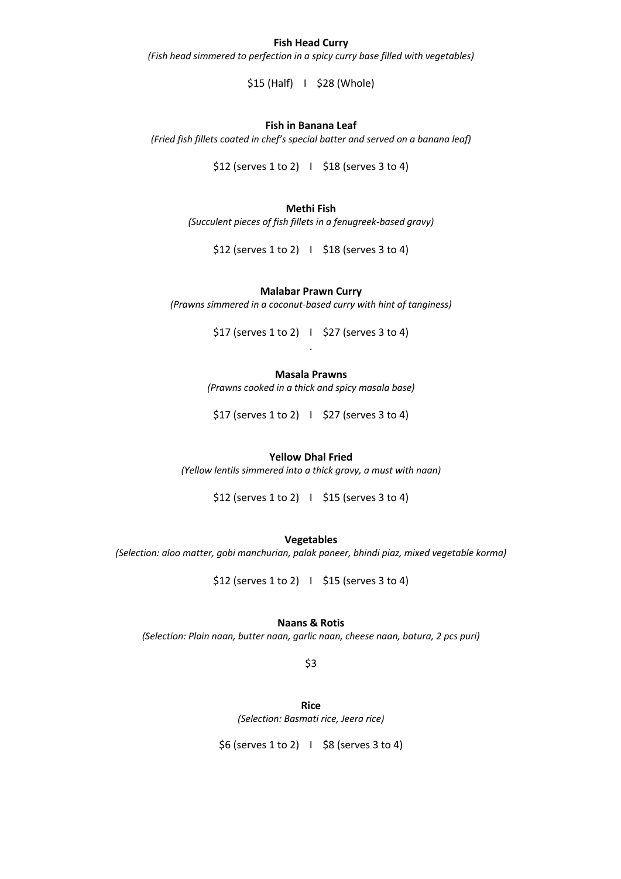**Fish Head Curry**

*(Fish head simmered to perfection in a spicy curry base filled with vegetables)*

$15 (Half) I $28 (Whole)

**Fish in Banana Leaf**

*(Fried fish fillets coated in chef's special batter and served on a banana leaf)*

$12 (serves 1 to 2) I $18 (serves 3 to 4)

**Methi Fish**

*(Succulent pieces of fish fillets in a fenugreek-based gravy)*

$12 (serves 1 to 2) I $18 (serves 3 to 4)

**Malabar Prawn Curry**

*(Prawns simmered in a coconut-based curry with hint of tanginess)*

$17 (serves 1 to 2) I $27 (serves 3 to 4)

.

**Masala Prawns**

*(Prawns cooked in a thick and spicy masala base)*

$17 (serves 1 to 2) I $27 (serves 3 to 4)

**Yellow Dhal Fried**

*(Yellow lentils simmered into a thick gravy, a must with naan)*

$12 (serves 1 to 2) I $15 (serves 3 to 4)

**Vegetables**

*(Selection: aloo matter, gobi manchurian, palak paneer, bhindi piaz, mixed vegetable korma)*

$12 (serves 1 to 2) I $15 (serves 3 to 4)

**Naans & Rotis**

*(Selection: Plain naan, butter naan, garlic naan, cheese naan, batura, 2 pcs puri)*

$3

**Rice**

*(Selection: Basmati rice, Jeera rice)*

$6 (serves 1 to 2) I $8 (serves 3 to 4)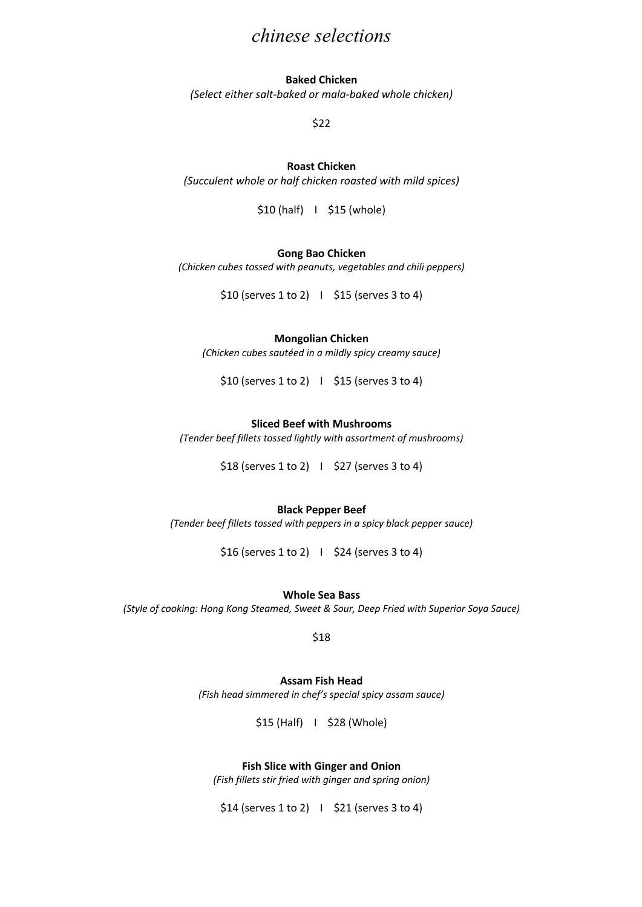# *chinese selections*

**Baked Chicken**

*(Select either salt-baked or mala-baked whole chicken)*

$22

**Roast Chicken**

*(Succulent whole or half chicken roasted with mild spices)*

$10 (half) I $15 (whole)

**Gong Bao Chicken**

*(Chicken cubes tossed with peanuts, vegetables and chili peppers)*

$10 (serves 1 to 2) I $15 (serves 3 to 4)

**Mongolian Chicken**

*(Chicken cubes sautéed in a mildly spicy creamy sauce)*

$10 (serves 1 to 2) I $15 (serves 3 to 4)

**Sliced Beef with Mushrooms**

*(Tender beef fillets tossed lightly with assortment of mushrooms)*

$18 (serves 1 to 2) I $27 (serves 3 to 4)

**Black Pepper Beef**

*(Tender beef fillets tossed with peppers in a spicy black pepper sauce)*

$16 (serves 1 to 2) I $24 (serves 3 to 4)

**Whole Sea Bass**

*(Style of cooking: Hong Kong Steamed, Sweet & Sour, Deep Fried with Superior Soya Sauce)*

$18

**Assam Fish Head**

*(Fish head simmered in chef's special spicy assam sauce)*

$15 (Half) I $28 (Whole)

**Fish Slice with Ginger and Onion**

*(Fish fillets stir fried with ginger and spring onion)*

$14 (serves 1 to 2) I $21 (serves 3 to 4)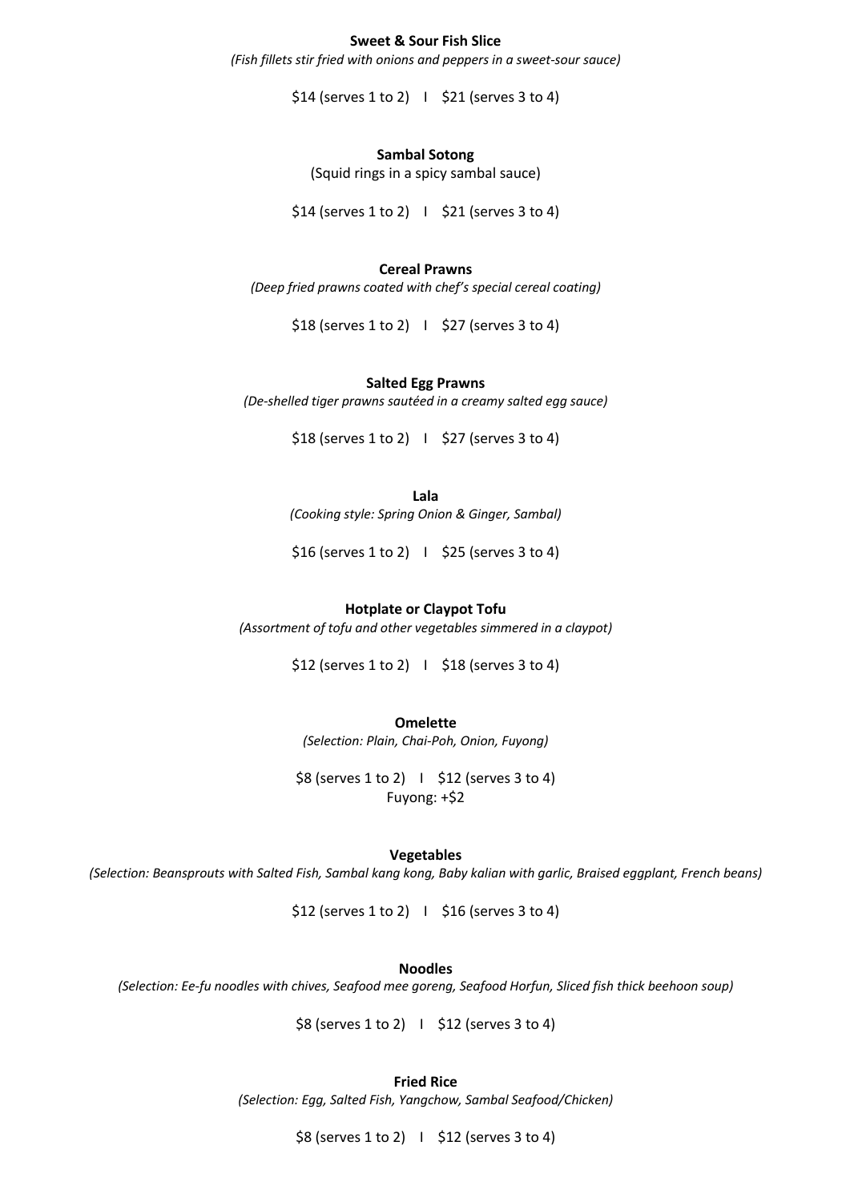**Sweet & Sour Fish Slice**

*(Fish fillets stir fried with onions and peppers in a sweet-sour sauce)*

$14 (serves 1 to 2) I $21 (serves 3 to 4)

**Sambal Sotong**

(Squid rings in a spicy sambal sauce)

$14 (serves 1 to 2) I $21 (serves 3 to 4)

**Cereal Prawns**

*(Deep fried prawns coated with chef's special cereal coating)*

$18 (serves 1 to 2) I $27 (serves 3 to 4)

**Salted Egg Prawns**

*(De-shelled tiger prawns sautéed in a creamy salted egg sauce)*

$18 (serves 1 to 2) I $27 (serves 3 to 4)

**Lala**

*(Cooking style: Spring Onion & Ginger, Sambal)*

$16 (serves 1 to 2) I $25 (serves 3 to 4)

**Hotplate or Claypot Tofu**

*(Assortment of tofu and other vegetables simmered in a claypot)*

$12 (serves 1 to 2) I $18 (serves 3 to 4)

**Omelette**

*(Selection: Plain, Chai-Poh, Onion, Fuyong)*

$8 (serves 1 to 2) I $12 (serves 3 to 4)
Fuyong: +$2

**Vegetables**

*(Selection: Beansprouts with Salted Fish, Sambal kang kong, Baby kalian with garlic, Braised eggplant, French beans)*

$12 (serves 1 to 2) I $16 (serves 3 to 4)

**Noodles**

*(Selection: Ee-fu noodles with chives, Seafood mee goreng, Seafood Horfun, Sliced fish thick beehoon soup)*

$8 (serves 1 to 2) I $12 (serves 3 to 4)

**Fried Rice**

*(Selection: Egg, Salted Fish, Yangchow, Sambal Seafood/Chicken)*

$8 (serves 1 to 2) I $12 (serves 3 to 4)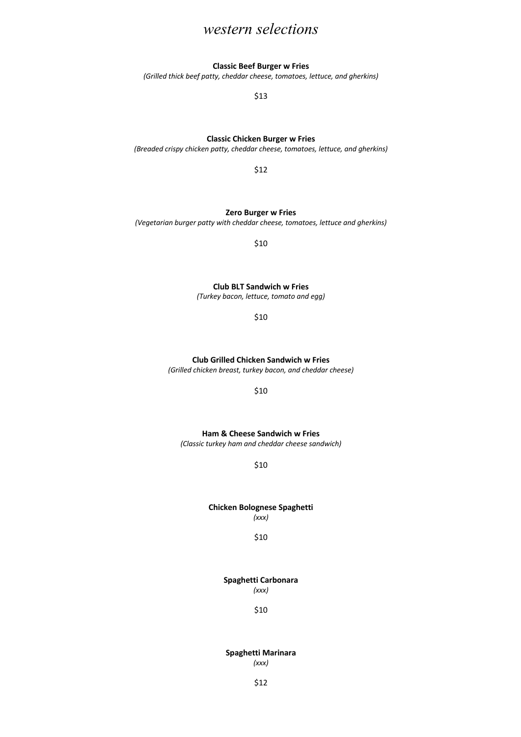# *western selections*

**Classic Beef Burger w Fries**

*(Grilled thick beef patty, cheddar cheese, tomatoes, lettuce, and gherkins)*

$13

**Classic Chicken Burger w Fries**

*(Breaded crispy chicken patty, cheddar cheese, tomatoes, lettuce, and gherkins)*

$12

**Zero Burger w Fries**

*(Vegetarian burger patty with cheddar cheese, tomatoes, lettuce and gherkins)*

$10

**Club BLT Sandwich w Fries**

*(Turkey bacon, lettuce, tomato and egg)*

$10

**Club Grilled Chicken Sandwich w Fries**

*(Grilled chicken breast, turkey bacon, and cheddar cheese)*

$10

**Ham & Cheese Sandwich w Fries**

*(Classic turkey ham and cheddar cheese sandwich)*

$10

**Chicken Bolognese Spaghetti**

*(xxx)*

$10

**Spaghetti Carbonara**

*(xxx)*

$10

**Spaghetti Marinara**

*(xxx)*

$12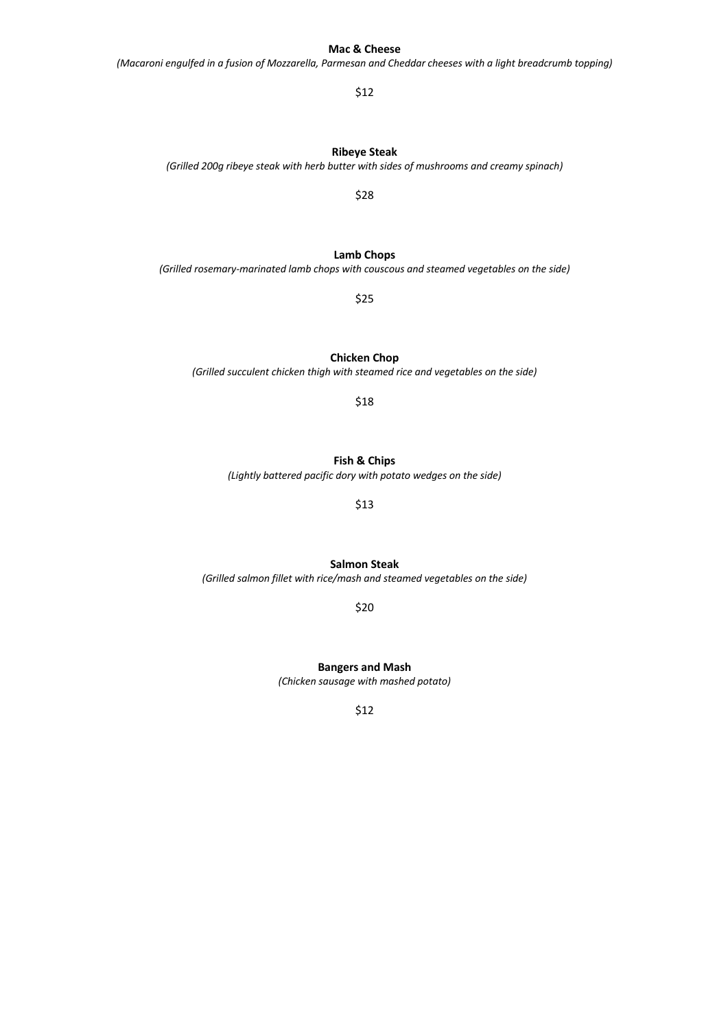**Mac & Cheese**

*(Macaroni engulfed in a fusion of Mozzarella, Parmesan and Cheddar cheeses with a light breadcrumb topping)*

$12

**Ribeye Steak**

*(Grilled 200g ribeye steak with herb butter with sides of mushrooms and creamy spinach)*

$28

**Lamb Chops**

*(Grilled rosemary-marinated lamb chops with couscous and steamed vegetables on the side)*

$25

**Chicken Chop**

*(Grilled succulent chicken thigh with steamed rice and vegetables on the side)*

$18

**Fish & Chips**

*(Lightly battered pacific dory with potato wedges on the side)*

$13

**Salmon Steak**

*(Grilled salmon fillet with rice/mash and steamed vegetables on the side)*

$20

**Bangers and Mash**

*(Chicken sausage with mashed potato)*

$12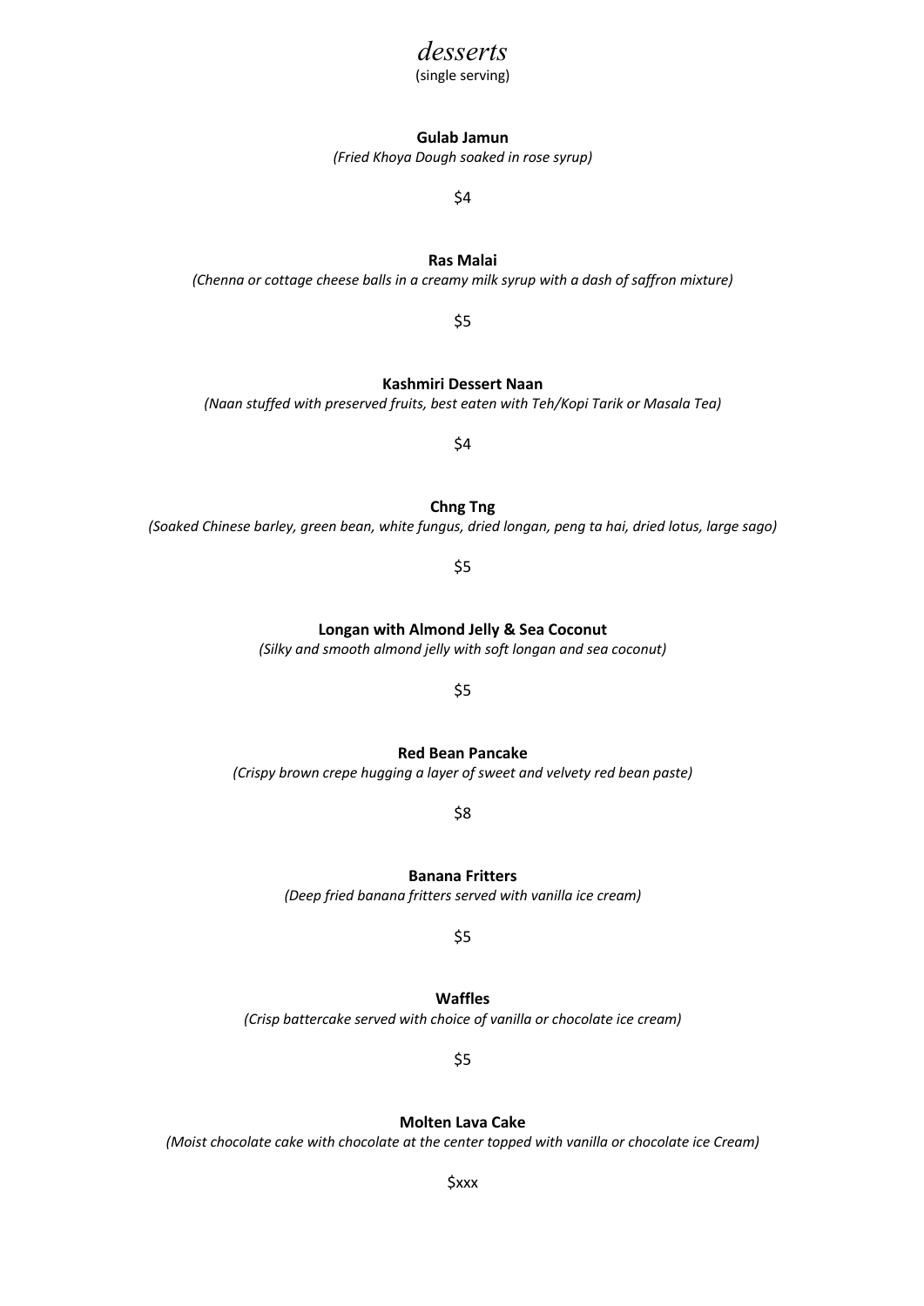# *desserts*

(single serving)

**Gulab Jamun**

*(Fried Khoya Dough soaked in rose syrup)*

$4

**Ras Malai**

*(Chenna or cottage cheese balls in a creamy milk syrup with a dash of saffron mixture)*

$5

**Kashmiri Dessert Naan**

*(Naan stuffed with preserved fruits, best eaten with Teh/Kopi Tarik or Masala Tea)*

$4

**Chng Tng**

*(Soaked Chinese barley, green bean, white fungus, dried longan, peng ta hai, dried lotus, large sago)*

$5

**Longan with Almond Jelly & Sea Coconut**

*(Silky and smooth almond jelly with soft longan and sea coconut)*

$5

**Red Bean Pancake**

*(Crispy brown crepe hugging a layer of sweet and velvety red bean paste)*

$8

**Banana Fritters**

*(Deep fried banana fritters served with vanilla ice cream)*

$5

**Waffles**

*(Crisp battercake served with choice of vanilla or chocolate ice cream)*

$5

**Molten Lava Cake**

*(Moist chocolate cake with chocolate at the center topped with vanilla or chocolate ice Cream)*

$xxx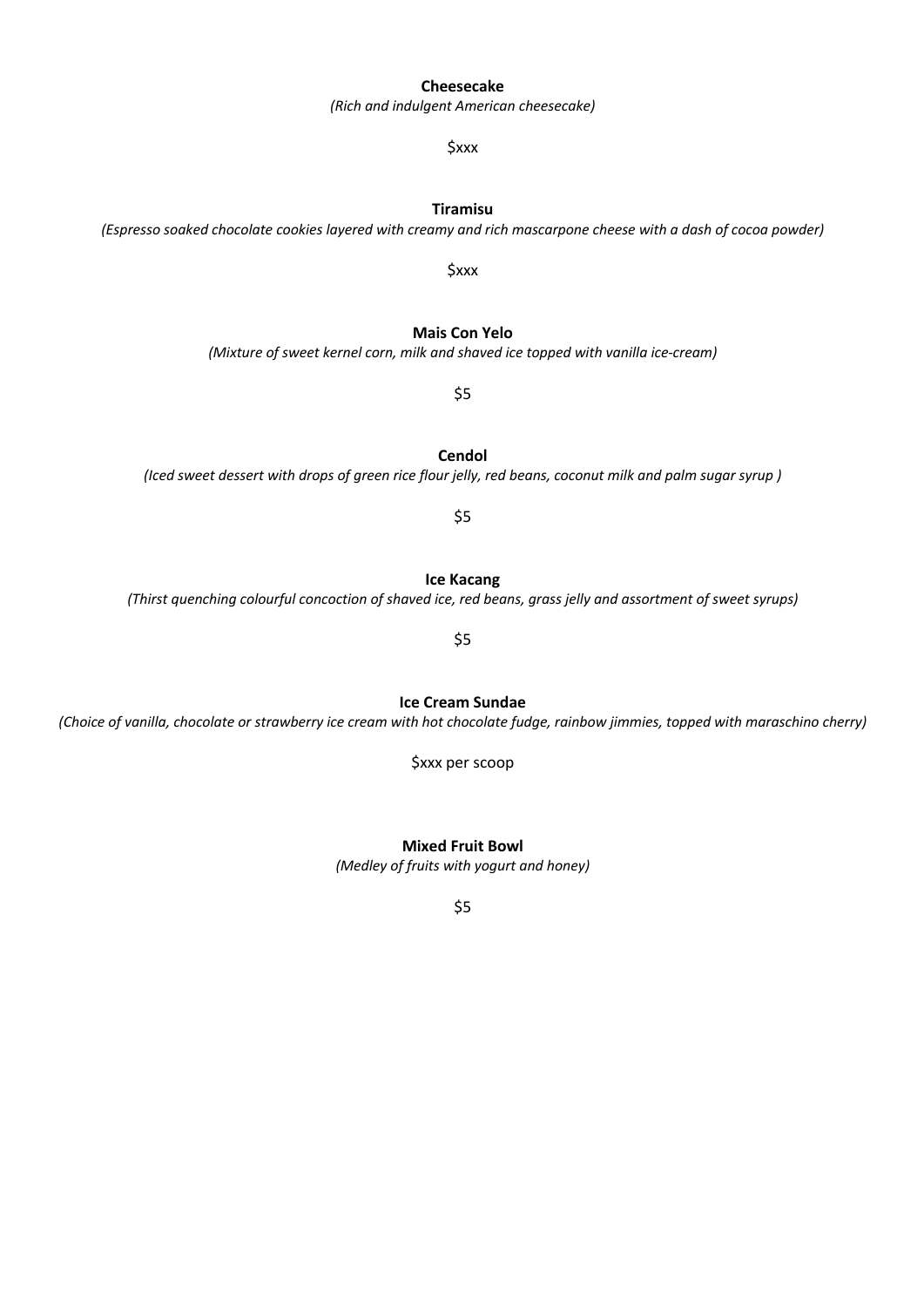**Cheesecake**

*(Rich and indulgent American cheesecake)*

$xxx

**Tiramisu**

*(Espresso soaked chocolate cookies layered with creamy and rich mascarpone cheese with a dash of cocoa powder)*

$xxx

**Mais Con Yelo**

*(Mixture of sweet kernel corn, milk and shaved ice topped with vanilla ice-cream)*

$5

**Cendol**

*(Iced sweet dessert with drops of green rice flour jelly, red beans, coconut milk and palm sugar syrup )*

$5

**Ice Kacang**

*(Thirst quenching colourful concoction of shaved ice, red beans, grass jelly and assortment of sweet syrups)*

$5

**Ice Cream Sundae**

*(Choice of vanilla, chocolate or strawberry ice cream with hot chocolate fudge, rainbow jimmies, topped with maraschino cherry)*

$xxx per scoop

**Mixed Fruit Bowl**

*(Medley of fruits with yogurt and honey)*

$5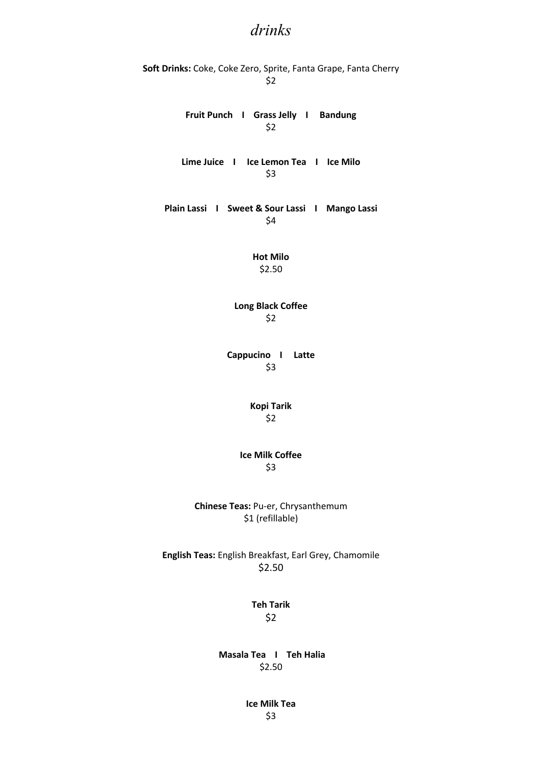# *drinks*

**Soft Drinks:** Coke, Coke Zero, Sprite, Fanta Grape, Fanta Cherry
$2

**Fruit Punch I Grass Jelly I Bandung**
$2

**Lime Juice I Ice Lemon Tea I Ice Milo**
$3

**Plain Lassi I Sweet & Sour Lassi I Mango Lassi**
$4

**Hot Milo**
$2.50

**Long Black Coffee**
$2

**Cappucino I Latte**
$3

**Kopi Tarik**
$2

**Ice Milk Coffee**
$3

**Chinese Teas:** Pu-er, Chrysanthemum
$1 (refillable)

**English Teas:** English Breakfast, Earl Grey, Chamomile
$2.50

**Teh Tarik**
$2

**Masala Tea I Teh Halia**
$2.50

**Ice Milk Tea**
$3